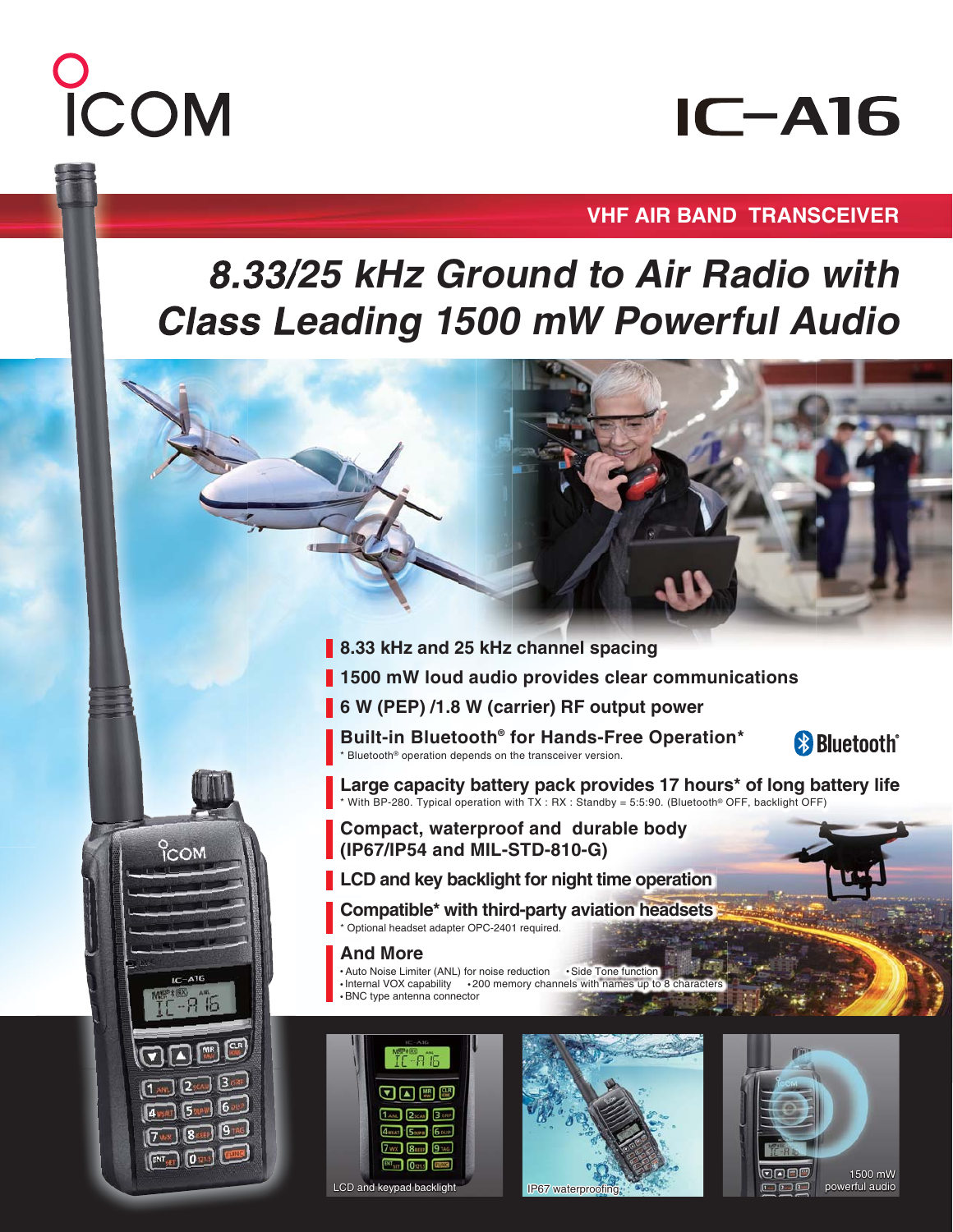# ICOM

# IC-A16

## VHF AIR BAND TRANSCEIVER

# *8.33/25 kHz Ground to Air Radio with Class Leading 1500 mW Powerful Audio*

- **8.33 kHz and 25 kHz channel spacing**
- **1500 mW loud audio provides clear communications**
- **6 W (PEP) /1.8 W (carrier) RF output power**
- **Built-in Bluetooth® for Hands-Free Operation***
  * Bluetooth® operation depends on the transceiver version.
- **Large capacity battery pack provides 17 hours* of long battery life**
  * With BP-280. Typical operation with TX : RX : Standby = 5:5:90. (Bluetooth® OFF, backlight OFF)
- **Compact, waterproof and durable body (IP67/IP54 and MIL-STD-810-G)**
- **LCD and key backlight for night time operation**
- **Compatible* with third-party aviation headsets**
  * Optional headset adapter OPC-2401 required.

### And More

- Auto Noise Limiter (ANL) for noise reduction
- Side Tone function
- Internal VOX capability
- 200 memory channels with names up to 8 characters
- BNC type antenna connector

LCD and keypad backlight

IP67 waterproofing

1500 mW powerful audio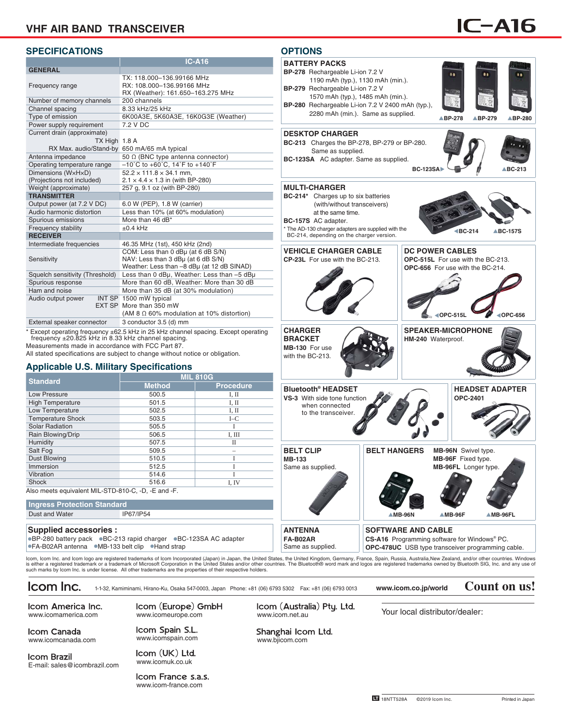# VHF AIR BAND TRANSCEIVER

# IC-A16

## SPECIFICATIONS

| | IC-A16 |
|---|---|
| **GENERAL** | |
| Frequency range | TX: 118.000–136.99166 MHz<br>RX: 108.000–136.99166 MHz<br>RX (Weather): 161.650–163.275 MHz |
| Number of memory channels | 200 channels |
| Channel spacing | 8.33 kHz/25 kHz |
| Type of emission | 6K00A3E, 5K60A3E, 16K0G3E (Weather) |
| Power supply requirement | 7.2 V DC |
| Current drain (approximate) | |
| TX High | 1.8 A |
| RX Max. audio/Stand-by | 650 mA/65 mA typical |
| Antenna impedance | 50 Ω (BNC type antenna connector) |
| Operating temperature range | –10˚C to +60˚C, 14˚F to +140˚F |
| Dimensions (W×H×D)<br>(Projections not included) | 52.2 × 111.8 × 34.1 mm,<br>2.1 × 4.4 × 1.3 in (with BP-280) |
| Weight (approximate) | 257 g, 9.1 oz (with BP-280) |
| **TRANSMITTER** | |
| Output power (at 7.2 V DC) | 6.0 W (PEP), 1.8 W (carrier) |
| Audio harmonic distortion | Less than 10% (at 60% modulation) |
| Spurious emissions | More than 46 dB* |
| Frequency stability | ±0.4 kHz |
| **RECEIVER** | |
| Intermediate frequencies | 46.35 MHz (1st), 450 kHz (2nd) |
| Sensitivity | COM: Less than 0 dBμ (at 6 dB S/N)<br>NAV: Less than 3 dBμ (at 6 dB S/N)<br>Weather: Less than –8 dBμ (at 12 dB SINAD) |
| Squelch sensitivity (Threshold) | Less than 0 dBμ, Weather: Less than –5 dBμ |
| Spurious response | More than 60 dB, Weather: More than 30 dB |
| Hum and noise | More than 35 dB (at 30% modulation) |
| Audio output power INT SP | 1500 mW typical |
| EXT SP | More than 350 mW<br>(AM 8 Ω 60% modulation at 10% distortion) |
| External speaker connector | 3 conductor 3.5 (d) mm |

* Except operating frequency ±62.5 kHz in 25 kHz channel spacing. Except operating frequency ±20.825 kHz in 8.33 kHz channel spacing.

Measurements made in accordance with FCC Part 87.

All stated specifications are subject to change without notice or obligation.

## Applicable U.S. Military Specifications

| Standard | MIL 810G | |
|---|---|---|
| | Method | Procedure |
| Low Pressure | 500.5 | I, II |
| High Temperature | 501.5 | I, II |
| Low Temperature | 502.5 | I, II |
| Temperature Shock | 503.5 | I–C |
| Solar Radiation | 505.5 | I |
| Rain Blowing/Drip | 506.5 | I, III |
| Humidity | 507.5 | II |
| Salt Fog | 509.5 | – |
| Dust Blowing | 510.5 | I |
| Immersion | 512.5 | I |
| Vibration | 514.6 | I |
| Shock | 516.6 | I, IV |

Also meets equivalent MIL-STD-810-C, -D, -E and -F.

| Ingress Protection Standard | |
|---|---|
| Dust and Water | IP67/IP54 |

**Supplied accessories :**

- BP-280 battery pack
- BC-213 rapid charger
- BC-123SA AC adapter
- FA-B02AR antenna
- MB-133 belt clip
- Hand strap

## OPTIONS

### BATTERY PACKS

**BP-278** Rechargeable Li-ion 7.2 V 1190 mAh (typ.), 1130 mAh (min.).

**BP-279** Rechargeable Li-ion 7.2 V 1570 mAh (typ.), 1485 mAh (min.).

**BP-280** Rechargeable Li-ion 7.2 V 2400 mAh (typ.), 2280 mAh (min.). Same as supplied.

▲BP-278 ▲BP-279 ▲BP-280

### DESKTOP CHARGER

**BC-213** Charges the BP-278, BP-279 or BP-280. Same as supplied.

**BC-123SA** AC adapter. Same as supplied.

BC-123SA▶ ▲BC-213

### MULTI-CHARGER

**BC-214*** Charges up to six batteries (with/without transceivers) at the same time.

**BC-157S** AC adapter.

* The AD-130 charger adapters are supplied with the BC-214, depending on the charger version.

◀BC-214 ▲BC-157S

### VEHICLE CHARGER CABLE

**CP-23L** For use with the BC-213.

### DC POWER CABLES

**OPC-515L** For use with the BC-213.

**OPC-656** For use with the BC-214.

◀OPC-515L ◀OPC-656

### CHARGER BRACKET

**MB-130** For use with the BC-213.

### SPEAKER-MICROPHONE

**HM-240** Waterproof.

### Bluetooth® HEADSET

**VS-3** With side tone function when connected to the transceiver.

### HEADSET ADAPTER

**OPC-2401**

### BELT CLIP

**MB-133**

Same as supplied.

### BELT HANGERS

**MB-96N** Swivel type.

**MB-96F** Fixed type.

**MB-96FL** Longer type.

▲MB-96N ▲MB-96F ▲MB-96FL

### ANTENNA

**FA-B02AR**

Same as supplied.

### SOFTWARE AND CABLE

**CS-A16** Programming software for Windows® PC.

**OPC-478UC** USB type transceiver programming cable.

Icom, Icom Inc. and Icom logo are registered trademarks of Icom Incorporated (Japan) in Japan, the United States, the United Kingdom, Germany, France, Spain, Russia, Australia,New Zealand, and/or other countries. Windows is either a registered trademark or a trademark of Microsoft Corporation in the United States and/or other countries. The Bluetooth® word mark and logos are registered trademarks owned by Bluetooth SIG, Inc. and any use of such marks by Icom Inc. is under license. All other trademarks are the properties of their respective holders.

**Icom Inc.** 1-1-32, Kamiminami, Hirano-ku, Osaka 547-0003, Japan Phone: +81 (06) 6793 5302 Fax: +81 (06) 6793 0013 www.icom.co.jp/world **Count on us!**

**Icom America Inc.**
www.icomamerica.com

**Icom Canada**
www.icomcanada.com

**Icom Brazil**
E-mail: sales@icombrazil.com

**Icom (Europe) GmbH**
www.icomeurope.com

**Icom Spain S.L.**
www.icomspain.com

**Icom (UK) Ltd.**
www.icomuk.co.uk

**Icom France s.a.s.**
www.icom-france.com

**Icom (Australia) Pty. Ltd.**
www.icom.net.au

**Shanghai Icom Ltd.**
www.bjicom.com

Your local distributor/dealer:

18NTT528A ©2019 Icom Inc. Printed in Japan